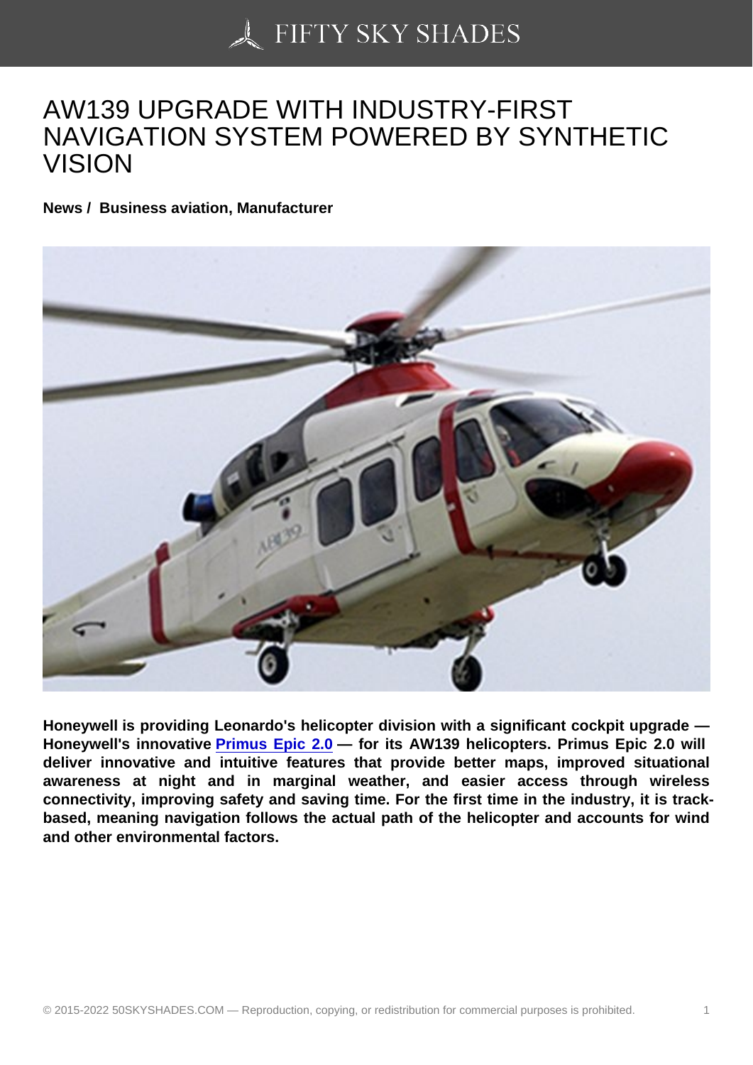# AW139 UPGRADE WITH INDUSTRY-FIRST NAVIGATION SYSTEM POWERED BY SYNTHETIC VISION

**News / Business aviation, Manufacturer**

**Honeywell is providing Leonardo's helicopter division with a significant cockpit upgrade — Honeywell's innovative Primus Epic 2.0 — for its AW139 helicopters. Primus Epic 2.0 will deliver innovative and intuitive features that provide better maps, improved situational awareness at night and in marginal weather, and easier access through wireless connectivity, improving safety and saving time. For the first time in the industry, it is track-based, meaning navigation follows the actual path of the helicopter and accounts for wind and other environmental factors.**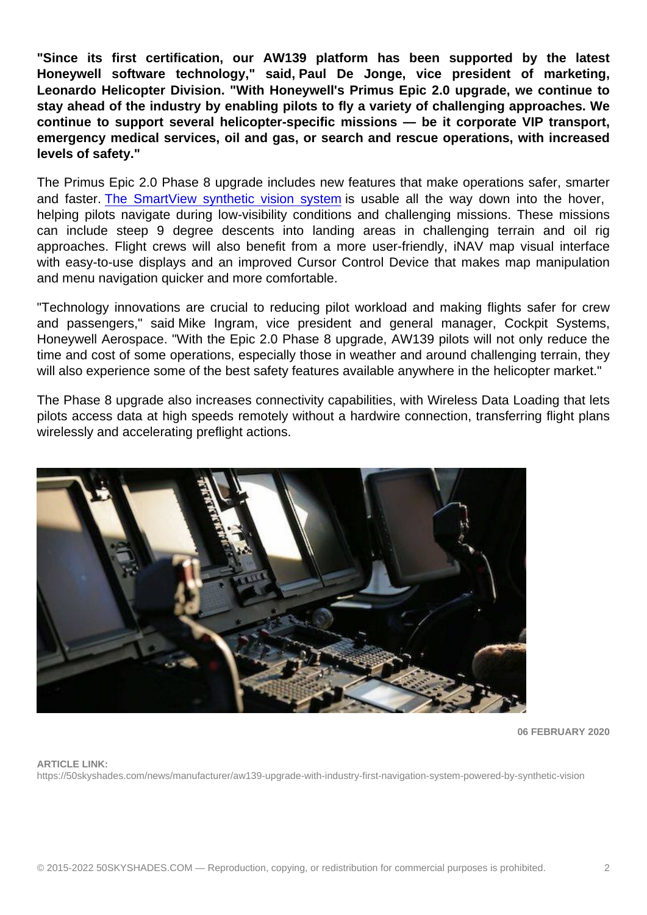**"Since its first certification, our AW139 platform has been supported by the latest Honeywell software technology," said, Paul De Jonge, vice president of marketing, Leonardo Helicopter Division. "With Honeywell's Primus Epic 2.0 upgrade, we continue to stay ahead of the industry by enabling pilots to fly a variety of challenging approaches. We continue to support several helicopter-specific missions — be it corporate VIP transport, emergency medical services, oil and gas, or search and rescue operations, with increased levels of safety."**

The Primus Epic 2.0 Phase 8 upgrade includes new features that make operations safer, smarter and faster. The SmartView synthetic vision system is usable all the way down into the hover, helping pilots navigate during low-visibility conditions and challenging missions. These missions can include steep 9 degree descents into landing areas in challenging terrain and oil rig approaches. Flight crews will also benefit from a more user-friendly, iNAV map visual interface with easy-to-use displays and an improved Cursor Control Device that makes map manipulation and menu navigation quicker and more comfortable.

"Technology innovations are crucial to reducing pilot workload and making flights safer for crew and passengers," said Mike Ingram, vice president and general manager, Cockpit Systems, Honeywell Aerospace. "With the Epic 2.0 Phase 8 upgrade, AW139 pilots will not only reduce the time and cost of some operations, especially those in weather and around challenging terrain, they will also experience some of the best safety features available anywhere in the helicopter market."

The Phase 8 upgrade also increases connectivity capabilities, with Wireless Data Loading that lets pilots access data at high speeds remotely without a hardwire connection, transferring flight plans wirelessly and accelerating preflight actions.

**06 FEBRUARY 2020**

**ARTICLE LINK:**
https://50skyshades.com/news/manufacturer/aw139-upgrade-with-industry-first-navigation-system-powered-by-synthetic-vision